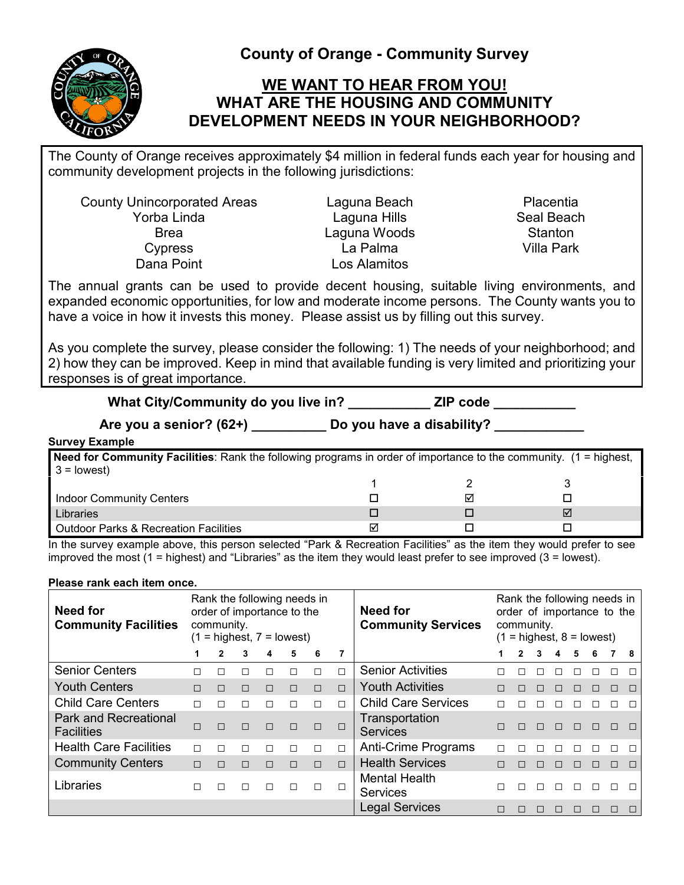# County of Orange - Community Survey

## WE WANT TO HEAR FROM YOU!
## WHAT ARE THE HOUSING AND COMMUNITY DEVELOPMENT NEEDS IN YOUR NEIGHBORHOOD?

The County of Orange receives approximately $4 million in federal funds each year for housing and community development projects in the following jurisdictions:

| | | |
|---|---|---|
| County Unincorporated Areas | Laguna Beach | Placentia |
| Yorba Linda | Laguna Hills | Seal Beach |
| Brea | Laguna Woods | Stanton |
| Cypress | La Palma | Villa Park |
| Dana Point | Los Alamitos | |

The annual grants can be used to provide decent housing, suitable living environments, and expanded economic opportunities, for low and moderate income persons. The County wants you to have a voice in how it invests this money. Please assist us by filling out this survey.

As you complete the survey, please consider the following: 1) The needs of your neighborhood; and 2) how they can be improved. Keep in mind that available funding is very limited and prioritizing your responses is of great importance.

**What City/Community do you live in? __________ ZIP code __________**

**Are you a senior? (62+) _________ Do you have a disability? ___________**

**Survey Example**

| **Need for Community Facilities**: Rank the following programs in order of importance to the community. (1 = highest, 3 = lowest) | 1 | 2 | 3 |
|---|---|---|---|
| Indoor Community Centers | ☐ | ☑ | ☐ |
| Libraries | ☐ | ☐ | ☑ |
| Outdoor Parks & Recreation Facilities | ☑ | ☐ | ☐ |

In the survey example above, this person selected "Park & Recreation Facilities" as the item they would prefer to see improved the most (1 = highest) and "Libraries" as the item they would least prefer to see improved (3 = lowest).

**Please rank each item once.**

| **Need for Community Facilities** | Rank the following needs in order of importance to the community. (1 = highest, 7 = lowest) | | | | | | | **Need for Community Services** | Rank the following needs in order of importance to the community. (1 = highest, 8 = lowest) | | | | | | | |
|---|---|---|---|---|---|---|---|---|---|---|---|---|---|---|---|---|
| | **1** | **2** | **3** | **4** | **5** | **6** | **7** | | **1** | **2** | **3** | **4** | **5** | **6** | **7** | **8** |
| Senior Centers | ☐ | ☐ | ☐ | ☐ | ☐ | ☐ | ☐ | Senior Activities | ☐ | ☐ | ☐ | ☐ | ☐ | ☐ | ☐ | ☐ |
| Youth Centers | ☐ | ☐ | ☐ | ☐ | ☐ | ☐ | ☐ | Youth Activities | ☐ | ☐ | ☐ | ☐ | ☐ | ☐ | ☐ | ☐ |
| Child Care Centers | ☐ | ☐ | ☐ | ☐ | ☐ | ☐ | ☐ | Child Care Services | ☐ | ☐ | ☐ | ☐ | ☐ | ☐ | ☐ | ☐ |
| Park and Recreational Facilities | ☐ | ☐ | ☐ | ☐ | ☐ | ☐ | ☐ | Transportation Services | ☐ | ☐ | ☐ | ☐ | ☐ | ☐ | ☐ | ☐ |
| Health Care Facilities | ☐ | ☐ | ☐ | ☐ | ☐ | ☐ | ☐ | Anti-Crime Programs | ☐ | ☐ | ☐ | ☐ | ☐ | ☐ | ☐ | ☐ |
| Community Centers | ☐ | ☐ | ☐ | ☐ | ☐ | ☐ | ☐ | Health Services | ☐ | ☐ | ☐ | ☐ | ☐ | ☐ | ☐ | ☐ |
| Libraries | ☐ | ☐ | ☐ | ☐ | ☐ | ☐ | ☐ | Mental Health Services | ☐ | ☐ | ☐ | ☐ | ☐ | ☐ | ☐ | ☐ |
| | | | | | | | | Legal Services | ☐ | ☐ | ☐ | ☐ | ☐ | ☐ | ☐ | ☐ |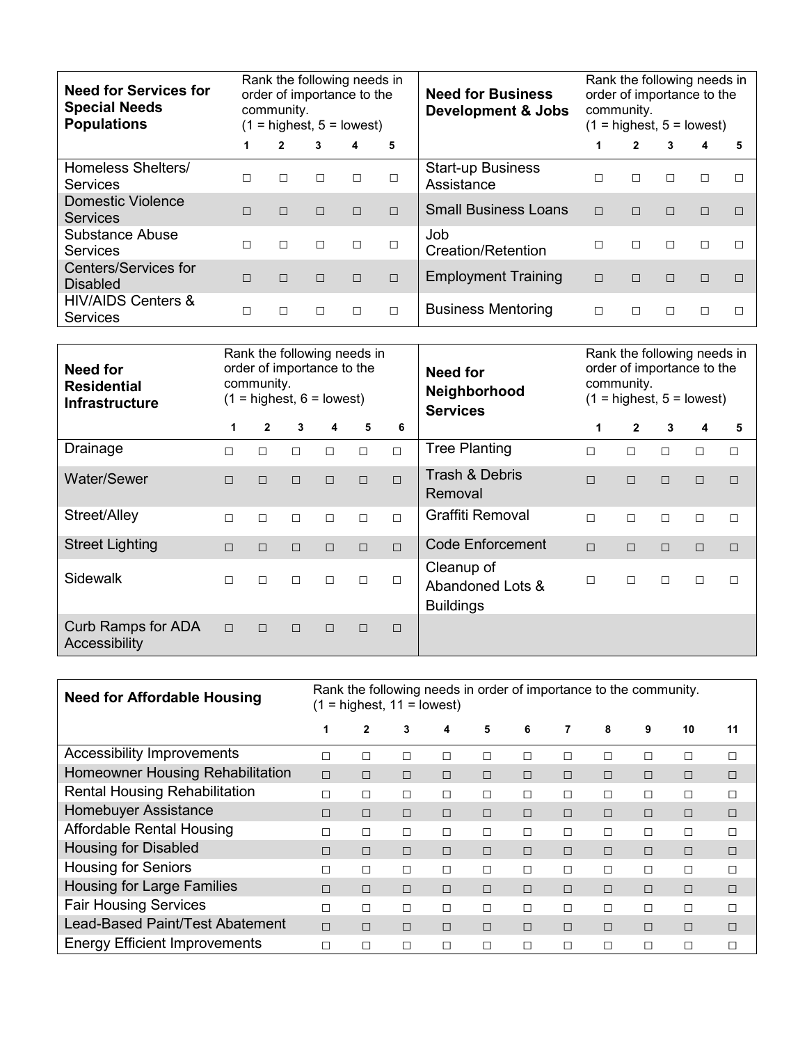| Need for Services for Special Needs Populations | Rank the following needs in order of importance to the community. (1 = highest, 5 = lowest) | | | | |
|---|---|---|---|---|---|
| | 1 | 2 | 3 | 4 | 5 |
| Homeless Shelters/ Services | □ | □ | □ | □ | □ |
| Domestic Violence Services | □ | □ | □ | □ | □ |
| Substance Abuse Services | □ | □ | □ | □ | □ |
| Centers/Services for Disabled | □ | □ | □ | □ | □ |
| HIV/AIDS Centers & Services | □ | □ | □ | □ | □ |

| Need for Business Development & Jobs | Rank the following needs in order of importance to the community. (1 = highest, 5 = lowest) | | | | |
|---|---|---|---|---|---|
| | 1 | 2 | 3 | 4 | 5 |
| Start-up Business Assistance | □ | □ | □ | □ | □ |
| Small Business Loans | □ | □ | □ | □ | □ |
| Job Creation/Retention | □ | □ | □ | □ | □ |
| Employment Training | □ | □ | □ | □ | □ |
| Business Mentoring | □ | □ | □ | □ | □ |

| Need for Residential Infrastructure | Rank the following needs in order of importance to the community. (1 = highest, 6 = lowest) | | | | | |
|---|---|---|---|---|---|---|
| | 1 | 2 | 3 | 4 | 5 | 6 |
| Drainage | □ | □ | □ | □ | □ | □ |
| Water/Sewer | □ | □ | □ | □ | □ | □ |
| Street/Alley | □ | □ | □ | □ | □ | □ |
| Street Lighting | □ | □ | □ | □ | □ | □ |
| Sidewalk | □ | □ | □ | □ | □ | □ |
| Curb Ramps for ADA Accessibility | □ | □ | □ | □ | □ | □ |

| Need for Neighborhood Services | Rank the following needs in order of importance to the community. (1 = highest, 5 = lowest) | | | | |
|---|---|---|---|---|---|
| | 1 | 2 | 3 | 4 | 5 |
| Tree Planting | □ | □ | □ | □ | □ |
| Trash & Debris Removal | □ | □ | □ | □ | □ |
| Graffiti Removal | □ | □ | □ | □ | □ |
| Code Enforcement | □ | □ | □ | □ | □ |
| Cleanup of Abandoned Lots & Buildings | □ | □ | □ | □ | □ |

| Need for Affordable Housing | Rank the following needs in order of importance to the community. (1 = highest, 11 = lowest) | | | | | | | | | | |
|---|---|---|---|---|---|---|---|---|---|---|---|
| | 1 | 2 | 3 | 4 | 5 | 6 | 7 | 8 | 9 | 10 | 11 |
| Accessibility Improvements | □ | □ | □ | □ | □ | □ | □ | □ | □ | □ | □ |
| Homeowner Housing Rehabilitation | □ | □ | □ | □ | □ | □ | □ | □ | □ | □ | □ |
| Rental Housing Rehabilitation | □ | □ | □ | □ | □ | □ | □ | □ | □ | □ | □ |
| Homebuyer Assistance | □ | □ | □ | □ | □ | □ | □ | □ | □ | □ | □ |
| Affordable Rental Housing | □ | □ | □ | □ | □ | □ | □ | □ | □ | □ | □ |
| Housing for Disabled | □ | □ | □ | □ | □ | □ | □ | □ | □ | □ | □ |
| Housing for Seniors | □ | □ | □ | □ | □ | □ | □ | □ | □ | □ | □ |
| Housing for Large Families | □ | □ | □ | □ | □ | □ | □ | □ | □ | □ | □ |
| Fair Housing Services | □ | □ | □ | □ | □ | □ | □ | □ | □ | □ | □ |
| Lead-Based Paint/Test Abatement | □ | □ | □ | □ | □ | □ | □ | □ | □ | □ | □ |
| Energy Efficient Improvements | □ | □ | □ | □ | □ | □ | □ | □ | □ | □ | □ |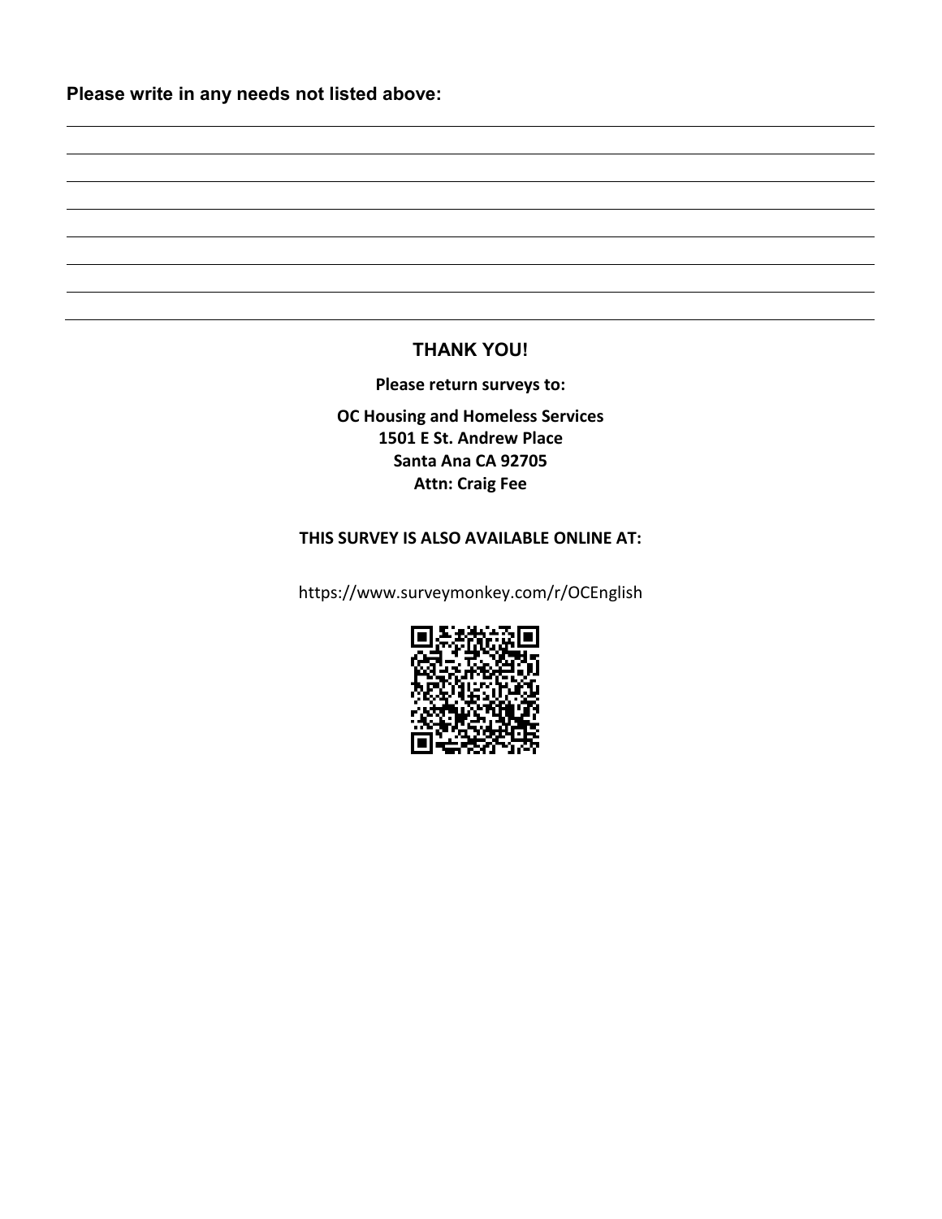**Please write in any needs not listed above:**

## THANK YOU!

**Please return surveys to:**

**OC Housing and Homeless Services**
**1501 E St. Andrew Place**
**Santa Ana CA 92705**
**Attn: Craig Fee**

**THIS SURVEY IS ALSO AVAILABLE ONLINE AT:**

https://www.surveymonkey.com/r/OCEnglish